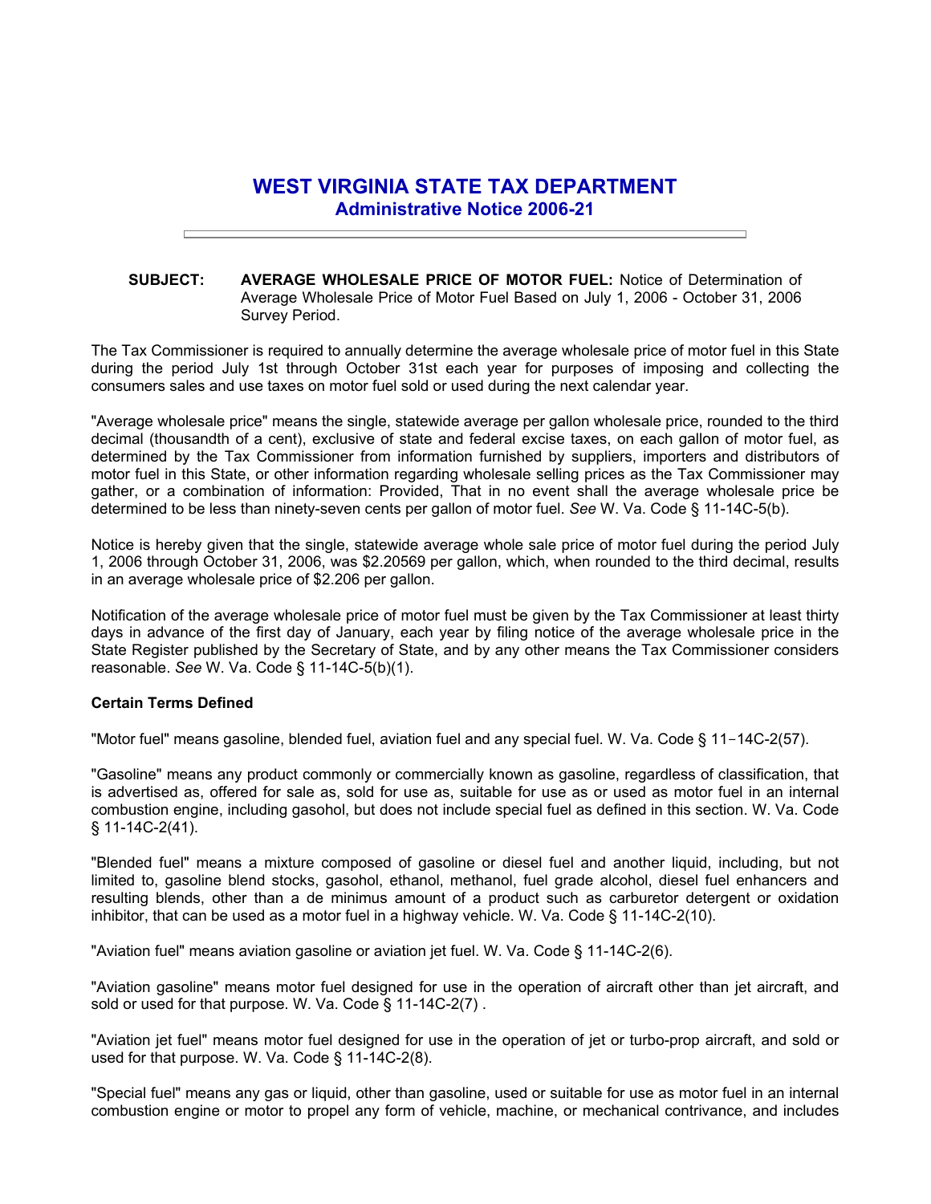# WEST VIRGINIA STATE TAX DEPARTMENT

## Administrative Notice 2006-21

**SUBJECT:** **AVERAGE WHOLESALE PRICE OF MOTOR FUEL:** Notice of Determination of Average Wholesale Price of Motor Fuel Based on July 1, 2006 - October 31, 2006 Survey Period.

The Tax Commissioner is required to annually determine the average wholesale price of motor fuel in this State during the period July 1st through October 31st each year for purposes of imposing and collecting the consumers sales and use taxes on motor fuel sold or used during the next calendar year.

"Average wholesale price" means the single, statewide average per gallon wholesale price, rounded to the third decimal (thousandth of a cent), exclusive of state and federal excise taxes, on each gallon of motor fuel, as determined by the Tax Commissioner from information furnished by suppliers, importers and distributors of motor fuel in this State, or other information regarding wholesale selling prices as the Tax Commissioner may gather, or a combination of information: Provided, That in no event shall the average wholesale price be determined to be less than ninety-seven cents per gallon of motor fuel. *See* W. Va. Code § 11-14C-5(b).

Notice is hereby given that the single, statewide average whole sale price of motor fuel during the period July 1, 2006 through October 31, 2006, was $2.20569 per gallon, which, when rounded to the third decimal, results in an average wholesale price of $2.206 per gallon.

Notification of the average wholesale price of motor fuel must be given by the Tax Commissioner at least thirty days in advance of the first day of January, each year by filing notice of the average wholesale price in the State Register published by the Secretary of State, and by any other means the Tax Commissioner considers reasonable. *See* W. Va. Code § 11-14C-5(b)(1).

**Certain Terms Defined**

"Motor fuel" means gasoline, blended fuel, aviation fuel and any special fuel. W. Va. Code § 11-14C-2(57).

"Gasoline" means any product commonly or commercially known as gasoline, regardless of classification, that is advertised as, offered for sale as, sold for use as, suitable for use as or used as motor fuel in an internal combustion engine, including gasohol, but does not include special fuel as defined in this section. W. Va. Code § 11-14C-2(41).

"Blended fuel" means a mixture composed of gasoline or diesel fuel and another liquid, including, but not limited to, gasoline blend stocks, gasohol, ethanol, methanol, fuel grade alcohol, diesel fuel enhancers and resulting blends, other than a de minimus amount of a product such as carburetor detergent or oxidation inhibitor, that can be used as a motor fuel in a highway vehicle. W. Va. Code § 11-14C-2(10).

"Aviation fuel" means aviation gasoline or aviation jet fuel. W. Va. Code § 11-14C-2(6).

"Aviation gasoline" means motor fuel designed for use in the operation of aircraft other than jet aircraft, and sold or used for that purpose. W. Va. Code § 11-14C-2(7) .

"Aviation jet fuel" means motor fuel designed for use in the operation of jet or turbo-prop aircraft, and sold or used for that purpose. W. Va. Code § 11-14C-2(8).

"Special fuel" means any gas or liquid, other than gasoline, used or suitable for use as motor fuel in an internal combustion engine or motor to propel any form of vehicle, machine, or mechanical contrivance, and includes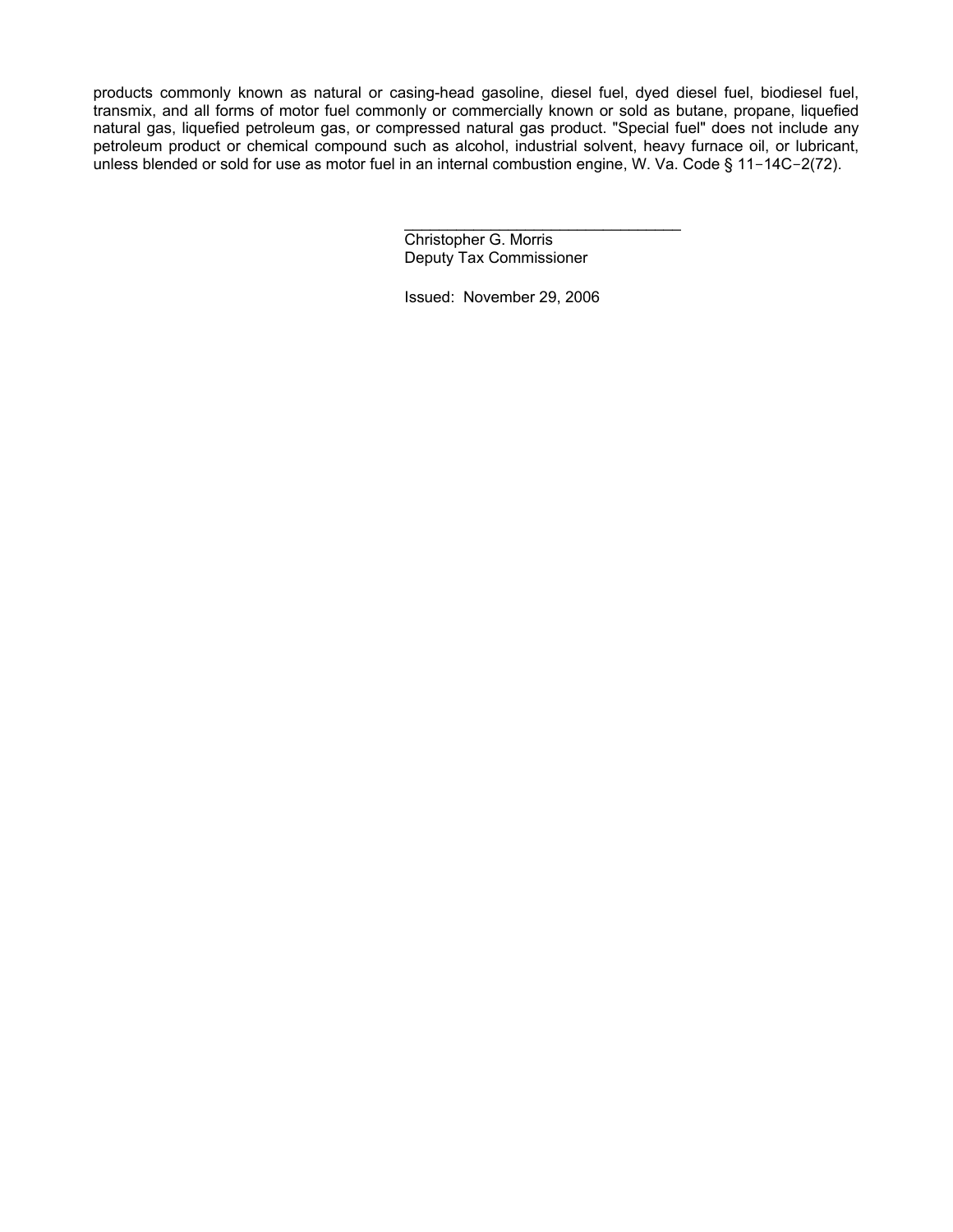products commonly known as natural or casing-head gasoline, diesel fuel, dyed diesel fuel, biodiesel fuel, transmix, and all forms of motor fuel commonly or commercially known or sold as butane, propane, liquefied natural gas, liquefied petroleum gas, or compressed natural gas product. "Special fuel" does not include any petroleum product or chemical compound such as alcohol, industrial solvent, heavy furnace oil, or lubricant, unless blended or sold for use as motor fuel in an internal combustion engine, W. Va. Code § 11‑14C‑2(72).

\_\_\_\_\_\_\_\_\_\_\_\_\_\_\_\_\_\_\_\_\_\_\_\_\_\_\_\_\_\_\_\_\_

Christopher G. Morris
Deputy Tax Commissioner

Issued: November 29, 2006